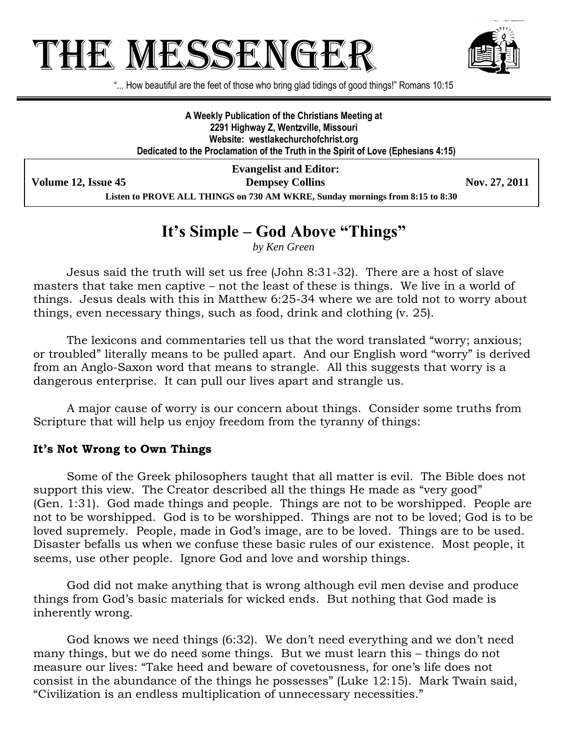# THE MESSENGER

"... How beautiful are the feet of those who bring glad tidings of good things!" Romans 10:15

**A Weekly Publication of the Christians Meeting at**
**2291 Highway Z, Wentzville, Missouri**
**Website: westlakechurchofchrist.org**
**Dedicated to the Proclamation of the Truth in the Spirit of Love (Ephesians 4:15)**

**Evangelist and Editor:**

**Volume 12, Issue 45** — **Dempsey Collins** — **Nov. 27, 2011**

**Listen to PROVE ALL THINGS on 730 AM WKRE, Sunday mornings from 8:15 to 8:30**

## It's Simple – God Above "Things"

*by Ken Green*

Jesus said the truth will set us free (John 8:31-32). There are a host of slave masters that take men captive – not the least of these is things. We live in a world of things. Jesus deals with this in Matthew 6:25-34 where we are told not to worry about things, even necessary things, such as food, drink and clothing (v. 25).

The lexicons and commentaries tell us that the word translated "worry; anxious; or troubled" literally means to be pulled apart. And our English word "worry" is derived from an Anglo-Saxon word that means to strangle. All this suggests that worry is a dangerous enterprise. It can pull our lives apart and strangle us.

A major cause of worry is our concern about things. Consider some truths from Scripture that will help us enjoy freedom from the tyranny of things:

### It's Not Wrong to Own Things

Some of the Greek philosophers taught that all matter is evil. The Bible does not support this view. The Creator described all the things He made as "very good" (Gen. 1:31). God made things and people. Things are not to be worshipped. People are not to be worshipped. God is to be worshipped. Things are not to be loved; God is to be loved supremely. People, made in God's image, are to be loved. Things are to be used. Disaster befalls us when we confuse these basic rules of our existence. Most people, it seems, use other people. Ignore God and love and worship things.

God did not make anything that is wrong although evil men devise and produce things from God's basic materials for wicked ends. But nothing that God made is inherently wrong.

God knows we need things (6:32). We don't need everything and we don't need many things, but we do need some things. But we must learn this – things do not measure our lives: "Take heed and beware of covetousness, for one's life does not consist in the abundance of the things he possesses" (Luke 12:15). Mark Twain said, "Civilization is an endless multiplication of unnecessary necessities."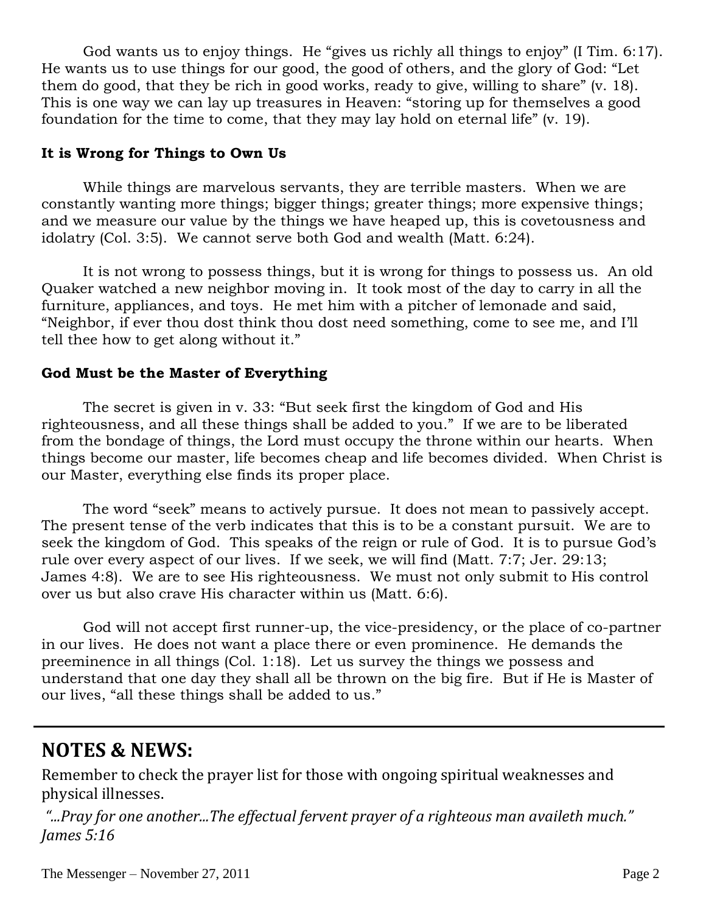God wants us to enjoy things. He "gives us richly all things to enjoy" (I Tim. 6:17). He wants us to use things for our good, the good of others, and the glory of God: "Let them do good, that they be rich in good works, ready to give, willing to share" (v. 18). This is one way we can lay up treasures in Heaven: "storing up for themselves a good foundation for the time to come, that they may lay hold on eternal life" (v. 19).

**It is Wrong for Things to Own Us**

While things are marvelous servants, they are terrible masters. When we are constantly wanting more things; bigger things; greater things; more expensive things; and we measure our value by the things we have heaped up, this is covetousness and idolatry (Col. 3:5). We cannot serve both God and wealth (Matt. 6:24).

It is not wrong to possess things, but it is wrong for things to possess us. An old Quaker watched a new neighbor moving in. It took most of the day to carry in all the furniture, appliances, and toys. He met him with a pitcher of lemonade and said, "Neighbor, if ever thou dost think thou dost need something, come to see me, and I'll tell thee how to get along without it."

**God Must be the Master of Everything**

The secret is given in v. 33: "But seek first the kingdom of God and His righteousness, and all these things shall be added to you." If we are to be liberated from the bondage of things, the Lord must occupy the throne within our hearts. When things become our master, life becomes cheap and life becomes divided. When Christ is our Master, everything else finds its proper place.

The word "seek" means to actively pursue. It does not mean to passively accept. The present tense of the verb indicates that this is to be a constant pursuit. We are to seek the kingdom of God. This speaks of the reign or rule of God. It is to pursue God's rule over every aspect of our lives. If we seek, we will find (Matt. 7:7; Jer. 29:13; James 4:8). We are to see His righteousness. We must not only submit to His control over us but also crave His character within us (Matt. 6:6).

God will not accept first runner-up, the vice-presidency, or the place of co-partner in our lives. He does not want a place there or even prominence. He demands the preeminence in all things (Col. 1:18). Let us survey the things we possess and understand that one day they shall all be thrown on the big fire. But if He is Master of our lives, "all these things shall be added to us."

---

## NOTES & NEWS:

Remember to check the prayer list for those with ongoing spiritual weaknesses and physical illnesses.

*"…Pray for one another…The effectual fervent prayer of a righteous man availeth much." James 5:16*